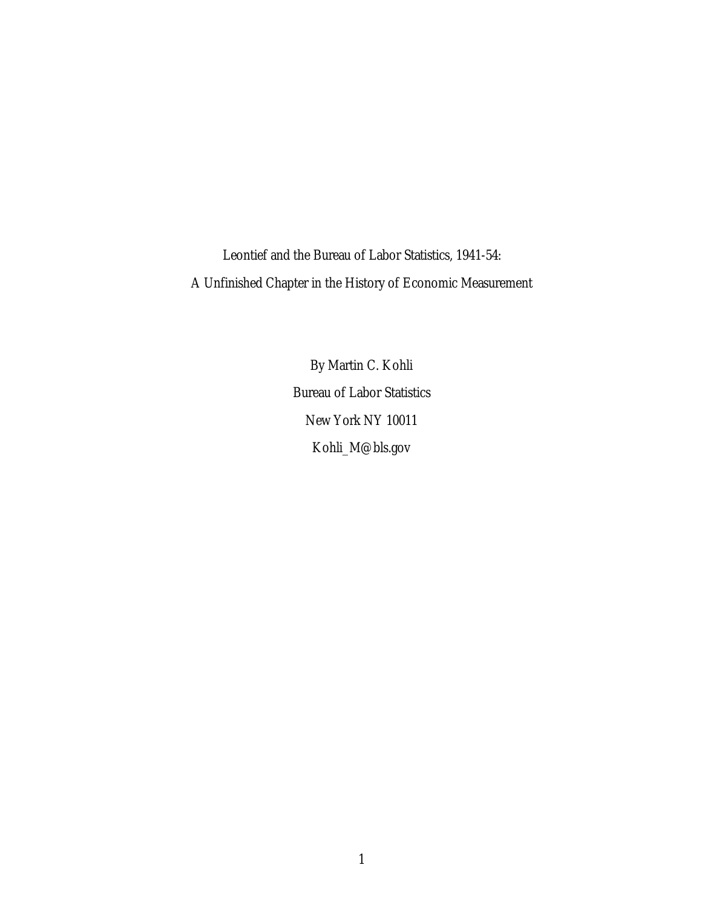# Leontief and the Bureau of Labor Statistics, 1941-54:

# A Unfinished Chapter in the History of Economic Measurement

By Martin C. Kohli

Bureau of Labor Statistics

New York NY 10011

Kohli_M@bls.gov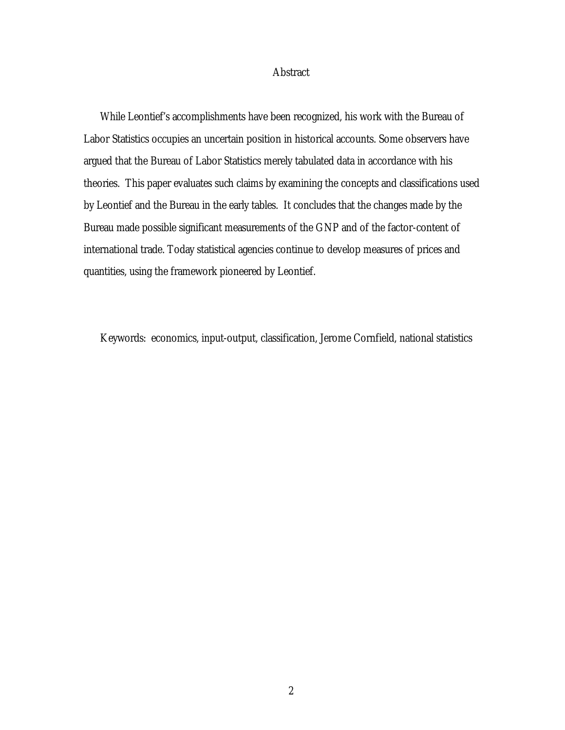# Abstract

While Leontief's accomplishments have been recognized, his work with the Bureau of Labor Statistics occupies an uncertain position in historical accounts. Some observers have argued that the Bureau of Labor Statistics merely tabulated data in accordance with his theories. This paper evaluates such claims by examining the concepts and classifications used by Leontief and the Bureau in the early tables. It concludes that the changes made by the Bureau made possible significant measurements of the GNP and of the factor-content of international trade. Today statistical agencies continue to develop measures of prices and quantities, using the framework pioneered by Leontief.

Keywords: economics, input-output, classification, Jerome Cornfield, national statistics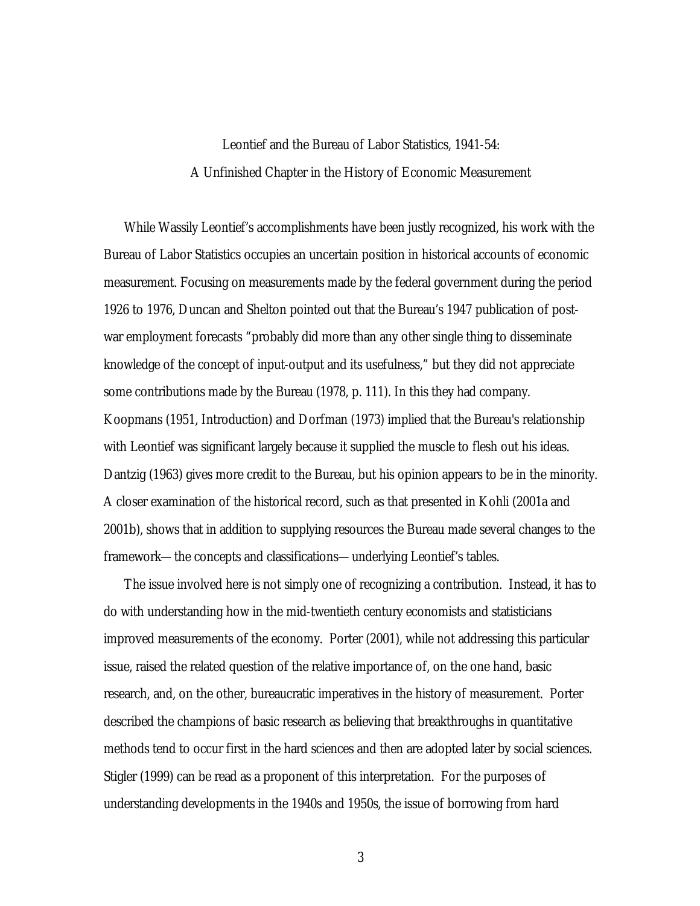# Leontief and the Bureau of Labor Statistics, 1941-54:
## A Unfinished Chapter in the History of Economic Measurement

While Wassily Leontief's accomplishments have been justly recognized, his work with the Bureau of Labor Statistics occupies an uncertain position in historical accounts of economic measurement. Focusing on measurements made by the federal government during the period 1926 to 1976, Duncan and Shelton pointed out that the Bureau's 1947 publication of post-war employment forecasts "probably did more than any other single thing to disseminate knowledge of the concept of input-output and its usefulness," but they did not appreciate some contributions made by the Bureau (1978, p. 111). In this they had company. Koopmans (1951, Introduction) and Dorfman (1973) implied that the Bureau's relationship with Leontief was significant largely because it supplied the muscle to flesh out his ideas. Dantzig (1963) gives more credit to the Bureau, but his opinion appears to be in the minority. A closer examination of the historical record, such as that presented in Kohli (2001a and 2001b), shows that in addition to supplying resources the Bureau made several changes to the framework—the concepts and classifications—underlying Leontief's tables.

The issue involved here is not simply one of recognizing a contribution. Instead, it has to do with understanding how in the mid-twentieth century economists and statisticians improved measurements of the economy. Porter (2001), while not addressing this particular issue, raised the related question of the relative importance of, on the one hand, basic research, and, on the other, bureaucratic imperatives in the history of measurement. Porter described the champions of basic research as believing that breakthroughs in quantitative methods tend to occur first in the hard sciences and then are adopted later by social sciences. Stigler (1999) can be read as a proponent of this interpretation. For the purposes of understanding developments in the 1940s and 1950s, the issue of borrowing from hard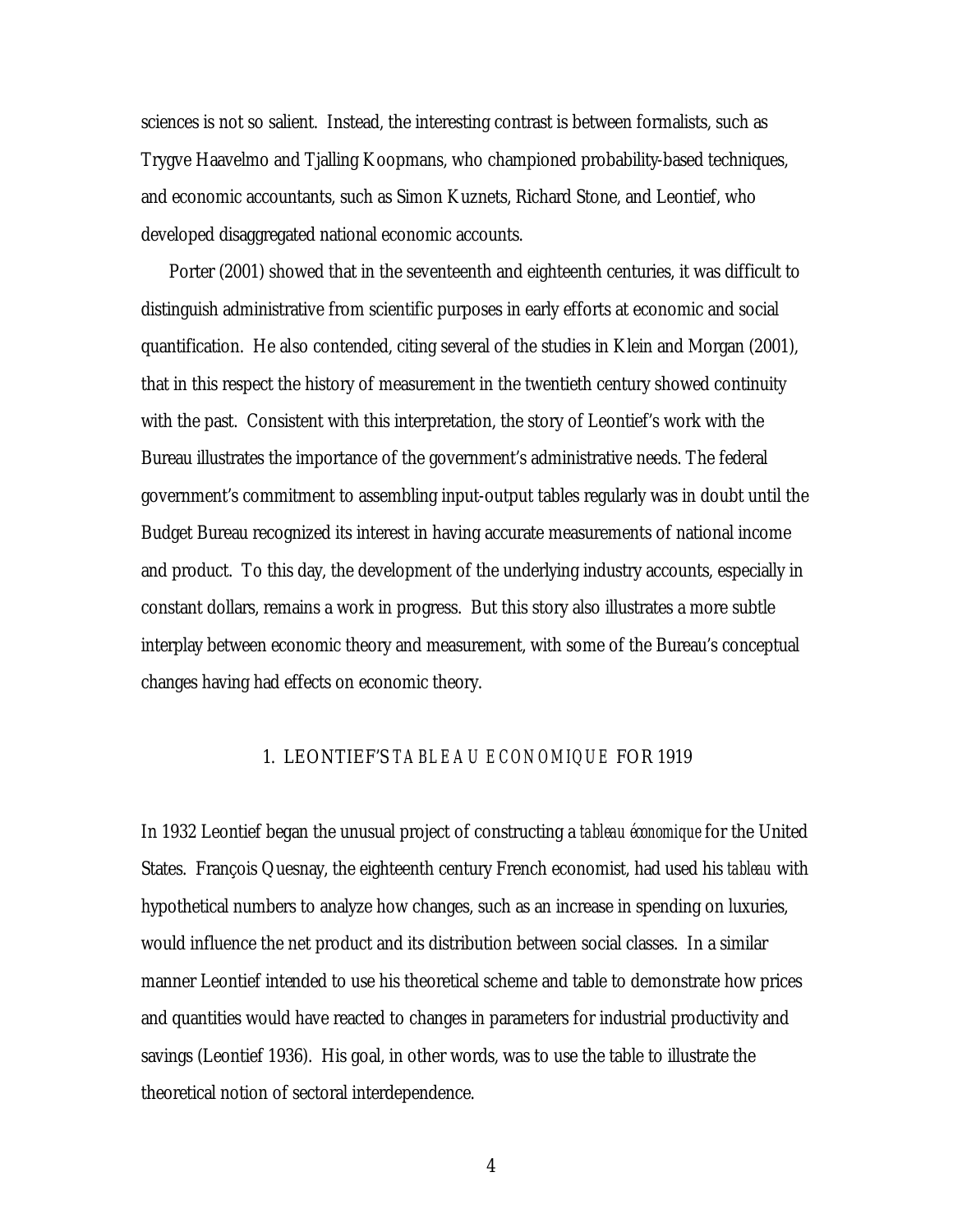sciences is not so salient. Instead, the interesting contrast is between formalists, such as Trygve Haavelmo and Tjalling Koopmans, who championed probability-based techniques, and economic accountants, such as Simon Kuznets, Richard Stone, and Leontief, who developed disaggregated national economic accounts.

Porter (2001) showed that in the seventeenth and eighteenth centuries, it was difficult to distinguish administrative from scientific purposes in early efforts at economic and social quantification. He also contended, citing several of the studies in Klein and Morgan (2001), that in this respect the history of measurement in the twentieth century showed continuity with the past. Consistent with this interpretation, the story of Leontief's work with the Bureau illustrates the importance of the government's administrative needs. The federal government's commitment to assembling input-output tables regularly was in doubt until the Budget Bureau recognized its interest in having accurate measurements of national income and product. To this day, the development of the underlying industry accounts, especially in constant dollars, remains a work in progress. But this story also illustrates a more subtle interplay between economic theory and measurement, with some of the Bureau's conceptual changes having had effects on economic theory.

## 1. LEONTIEF'S *TABLEAU ECONOMIQUE* FOR 1919

In 1932 Leontief began the unusual project of constructing a *tableau économique* for the United States. François Quesnay, the eighteenth century French economist, had used his *tableau* with hypothetical numbers to analyze how changes, such as an increase in spending on luxuries, would influence the net product and its distribution between social classes. In a similar manner Leontief intended to use his theoretical scheme and table to demonstrate how prices and quantities would have reacted to changes in parameters for industrial productivity and savings (Leontief 1936). His goal, in other words, was to use the table to illustrate the theoretical notion of sectoral interdependence.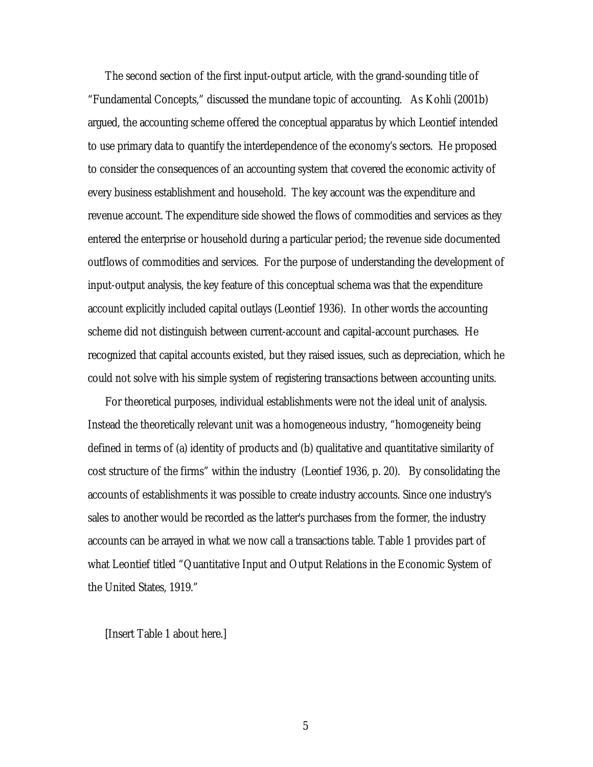The second section of the first input-output article, with the grand-sounding title of "Fundamental Concepts," discussed the mundane topic of accounting. As Kohli (2001b) argued, the accounting scheme offered the conceptual apparatus by which Leontief intended to use primary data to quantify the interdependence of the economy's sectors. He proposed to consider the consequences of an accounting system that covered the economic activity of every business establishment and household. The key account was the expenditure and revenue account. The expenditure side showed the flows of commodities and services as they entered the enterprise or household during a particular period; the revenue side documented outflows of commodities and services. For the purpose of understanding the development of input-output analysis, the key feature of this conceptual schema was that the expenditure account explicitly included capital outlays (Leontief 1936). In other words the accounting scheme did not distinguish between current-account and capital-account purchases. He recognized that capital accounts existed, but they raised issues, such as depreciation, which he could not solve with his simple system of registering transactions between accounting units.

For theoretical purposes, individual establishments were not the ideal unit of analysis. Instead the theoretically relevant unit was a homogeneous industry, "homogeneity being defined in terms of (a) identity of products and (b) qualitative and quantitative similarity of cost structure of the firms" within the industry (Leontief 1936, p. 20). By consolidating the accounts of establishments it was possible to create industry accounts. Since one industry's sales to another would be recorded as the latter's purchases from the former, the industry accounts can be arrayed in what we now call a transactions table. Table 1 provides part of what Leontief titled "Quantitative Input and Output Relations in the Economic System of the United States, 1919."

[Insert Table 1 about here.]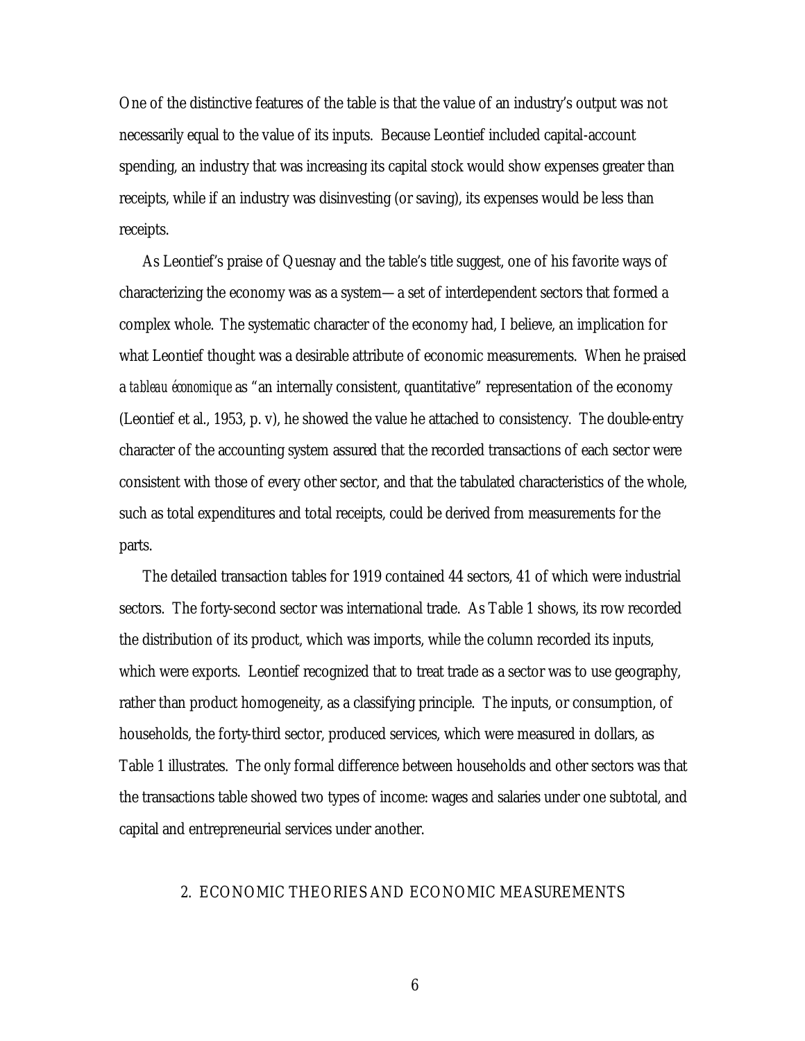One of the distinctive features of the table is that the value of an industry's output was not necessarily equal to the value of its inputs. Because Leontief included capital-account spending, an industry that was increasing its capital stock would show expenses greater than receipts, while if an industry was disinvesting (or saving), its expenses would be less than receipts.

As Leontief's praise of Quesnay and the table's title suggest, one of his favorite ways of characterizing the economy was as a system—a set of interdependent sectors that formed a complex whole. The systematic character of the economy had, I believe, an implication for what Leontief thought was a desirable attribute of economic measurements. When he praised a *tableau économique* as "an internally consistent, quantitative" representation of the economy (Leontief et al., 1953, p. v), he showed the value he attached to consistency. The double-entry character of the accounting system assured that the recorded transactions of each sector were consistent with those of every other sector, and that the tabulated characteristics of the whole, such as total expenditures and total receipts, could be derived from measurements for the parts.

The detailed transaction tables for 1919 contained 44 sectors, 41 of which were industrial sectors. The forty-second sector was international trade. As Table 1 shows, its row recorded the distribution of its product, which was imports, while the column recorded its inputs, which were exports. Leontief recognized that to treat trade as a sector was to use geography, rather than product homogeneity, as a classifying principle. The inputs, or consumption, of households, the forty-third sector, produced services, which were measured in dollars, as Table 1 illustrates. The only formal difference between households and other sectors was that the transactions table showed two types of income: wages and salaries under one subtotal, and capital and entrepreneurial services under another.

## 2. ECONOMIC THEORIES AND ECONOMIC MEASUREMENTS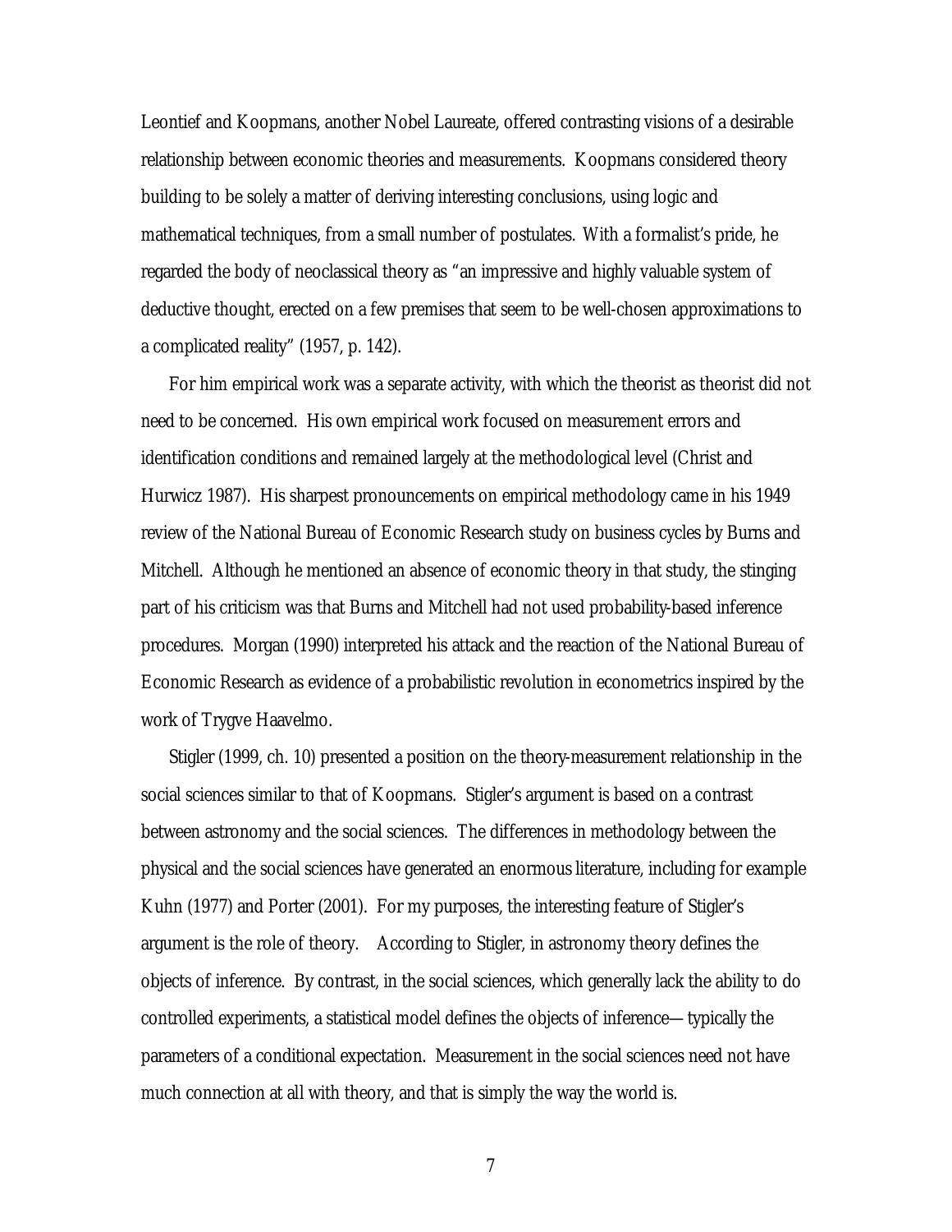Leontief and Koopmans, another Nobel Laureate, offered contrasting visions of a desirable relationship between economic theories and measurements. Koopmans considered theory building to be solely a matter of deriving interesting conclusions, using logic and mathematical techniques, from a small number of postulates. With a formalist's pride, he regarded the body of neoclassical theory as "an impressive and highly valuable system of deductive thought, erected on a few premises that seem to be well-chosen approximations to a complicated reality" (1957, p. 142).

For him empirical work was a separate activity, with which the theorist as theorist did not need to be concerned. His own empirical work focused on measurement errors and identification conditions and remained largely at the methodological level (Christ and Hurwicz 1987). His sharpest pronouncements on empirical methodology came in his 1949 review of the National Bureau of Economic Research study on business cycles by Burns and Mitchell. Although he mentioned an absence of economic theory in that study, the stinging part of his criticism was that Burns and Mitchell had not used probability-based inference procedures. Morgan (1990) interpreted his attack and the reaction of the National Bureau of Economic Research as evidence of a probabilistic revolution in econometrics inspired by the work of Trygve Haavelmo.

Stigler (1999, ch. 10) presented a position on the theory-measurement relationship in the social sciences similar to that of Koopmans. Stigler's argument is based on a contrast between astronomy and the social sciences. The differences in methodology between the physical and the social sciences have generated an enormous literature, including for example Kuhn (1977) and Porter (2001). For my purposes, the interesting feature of Stigler's argument is the role of theory. According to Stigler, in astronomy theory defines the objects of inference. By contrast, in the social sciences, which generally lack the ability to do controlled experiments, a statistical model defines the objects of inference—typically the parameters of a conditional expectation. Measurement in the social sciences need not have much connection at all with theory, and that is simply the way the world is.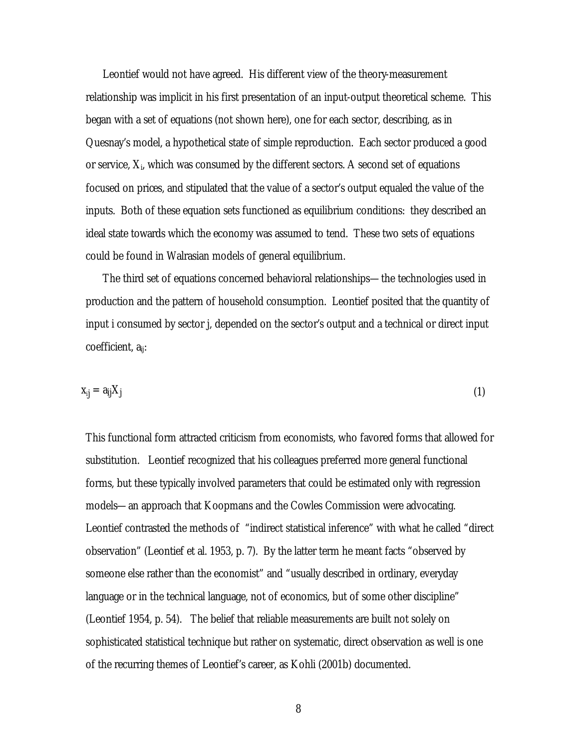Leontief would not have agreed. His different view of the theory-measurement relationship was implicit in his first presentation of an input-output theoretical scheme. This began with a set of equations (not shown here), one for each sector, describing, as in Quesnay's model, a hypothetical state of simple reproduction. Each sector produced a good or service, $X_i$, which was consumed by the different sectors. A second set of equations focused on prices, and stipulated that the value of a sector's output equaled the value of the inputs. Both of these equation sets functioned as equilibrium conditions: they described an ideal state towards which the economy was assumed to tend. These two sets of equations could be found in Walrasian models of general equilibrium.

The third set of equations concerned behavioral relationships—the technologies used in production and the pattern of household consumption. Leontief posited that the quantity of input i consumed by sector j, depended on the sector's output and a technical or direct input coefficient, $a_{ij}$:

$$x_{ij} = a_{ij}X_j \tag{1}$$

This functional form attracted criticism from economists, who favored forms that allowed for substitution. Leontief recognized that his colleagues preferred more general functional forms, but these typically involved parameters that could be estimated only with regression models—an approach that Koopmans and the Cowles Commission were advocating. Leontief contrasted the methods of "indirect statistical inference" with what he called "direct observation" (Leontief et al. 1953, p. 7). By the latter term he meant facts "observed by someone else rather than the economist" and "usually described in ordinary, everyday language or in the technical language, not of economics, but of some other discipline" (Leontief 1954, p. 54). The belief that reliable measurements are built not solely on sophisticated statistical technique but rather on systematic, direct observation as well is one of the recurring themes of Leontief's career, as Kohli (2001b) documented.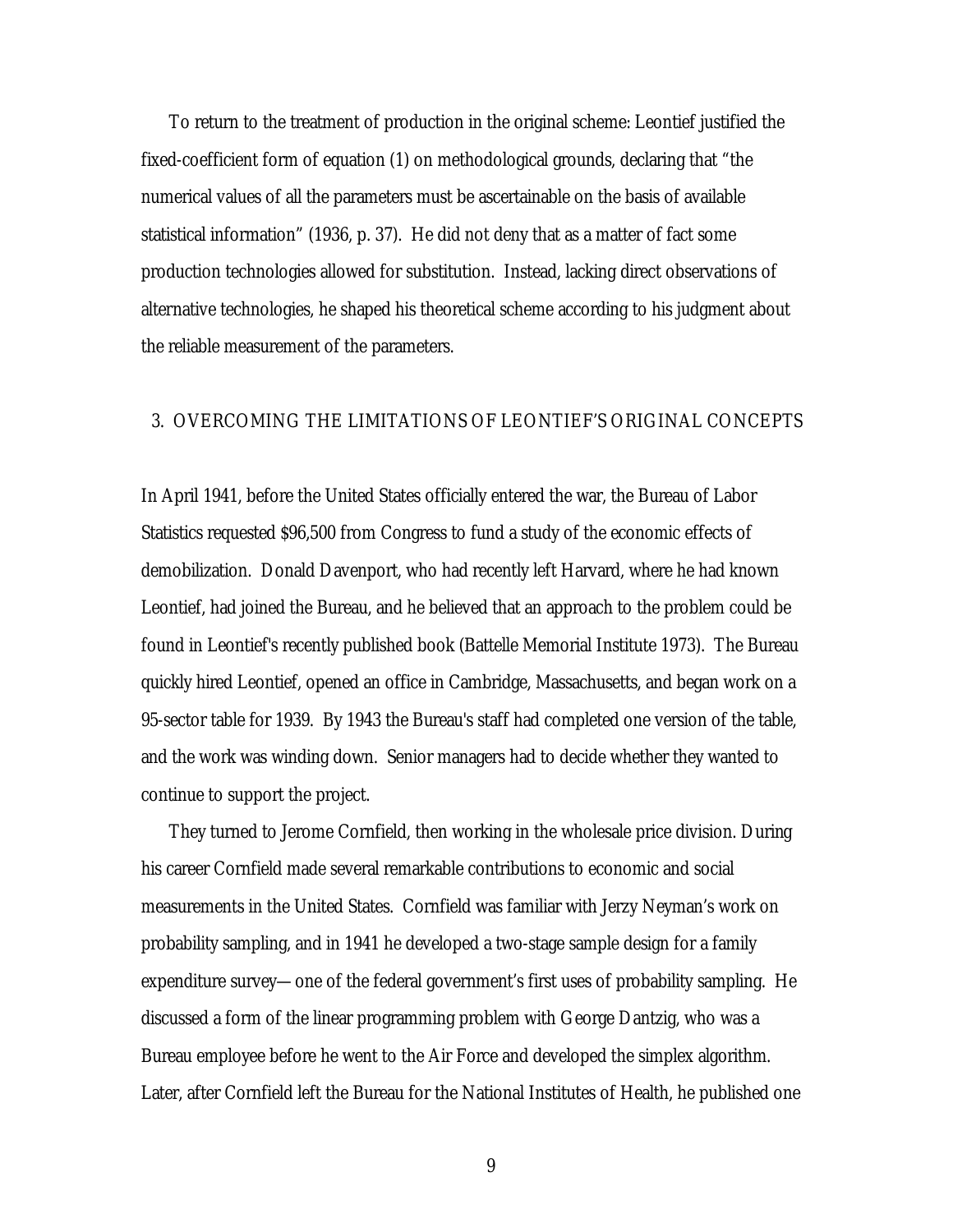To return to the treatment of production in the original scheme: Leontief justified the fixed-coefficient form of equation (1) on methodological grounds, declaring that "the numerical values of all the parameters must be ascertainable on the basis of available statistical information" (1936, p. 37). He did not deny that as a matter of fact some production technologies allowed for substitution. Instead, lacking direct observations of alternative technologies, he shaped his theoretical scheme according to his judgment about the reliable measurement of the parameters.

## 3. OVERCOMING THE LIMITATIONS OF LEONTIEF'S ORIGINAL CONCEPTS

In April 1941, before the United States officially entered the war, the Bureau of Labor Statistics requested $96,500 from Congress to fund a study of the economic effects of demobilization. Donald Davenport, who had recently left Harvard, where he had known Leontief, had joined the Bureau, and he believed that an approach to the problem could be found in Leontief's recently published book (Battelle Memorial Institute 1973). The Bureau quickly hired Leontief, opened an office in Cambridge, Massachusetts, and began work on a 95-sector table for 1939. By 1943 the Bureau's staff had completed one version of the table, and the work was winding down. Senior managers had to decide whether they wanted to continue to support the project.

They turned to Jerome Cornfield, then working in the wholesale price division. During his career Cornfield made several remarkable contributions to economic and social measurements in the United States. Cornfield was familiar with Jerzy Neyman's work on probability sampling, and in 1941 he developed a two-stage sample design for a family expenditure survey—one of the federal government's first uses of probability sampling. He discussed a form of the linear programming problem with George Dantzig, who was a Bureau employee before he went to the Air Force and developed the simplex algorithm. Later, after Cornfield left the Bureau for the National Institutes of Health, he published one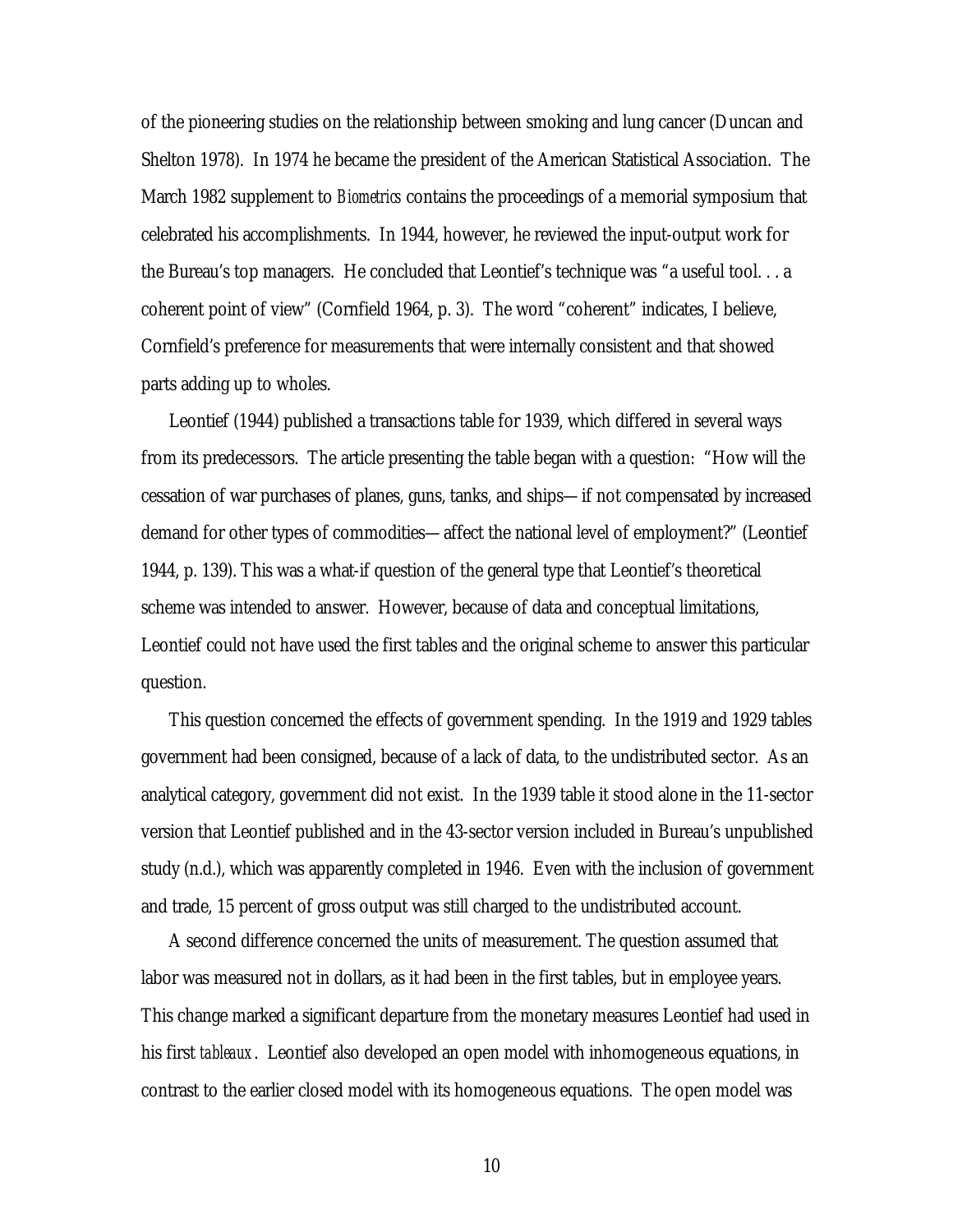of the pioneering studies on the relationship between smoking and lung cancer (Duncan and Shelton 1978). In 1974 he became the president of the American Statistical Association. The March 1982 supplement to *Biometrics* contains the proceedings of a memorial symposium that celebrated his accomplishments. In 1944, however, he reviewed the input-output work for the Bureau's top managers. He concluded that Leontief's technique was "a useful tool. . . a coherent point of view" (Cornfield 1964, p. 3). The word "coherent" indicates, I believe, Cornfield's preference for measurements that were internally consistent and that showed parts adding up to wholes.

Leontief (1944) published a transactions table for 1939, which differed in several ways from its predecessors. The article presenting the table began with a question: "How will the cessation of war purchases of planes, guns, tanks, and ships— if not compensated by increased demand for other types of commodities— affect the national level of employment?" (Leontief 1944, p. 139). This was a what-if question of the general type that Leontief's theoretical scheme was intended to answer. However, because of data and conceptual limitations, Leontief could not have used the first tables and the original scheme to answer this particular question.

This question concerned the effects of government spending. In the 1919 and 1929 tables government had been consigned, because of a lack of data, to the undistributed sector. As an analytical category, government did not exist. In the 1939 table it stood alone in the 11-sector version that Leontief published and in the 43-sector version included in Bureau's unpublished study (n.d.), which was apparently completed in 1946. Even with the inclusion of government and trade, 15 percent of gross output was still charged to the undistributed account.

A second difference concerned the units of measurement. The question assumed that labor was measured not in dollars, as it had been in the first tables, but in employee years. This change marked a significant departure from the monetary measures Leontief had used in his first *tableaux*. Leontief also developed an open model with inhomogeneous equations, in contrast to the earlier closed model with its homogeneous equations. The open model was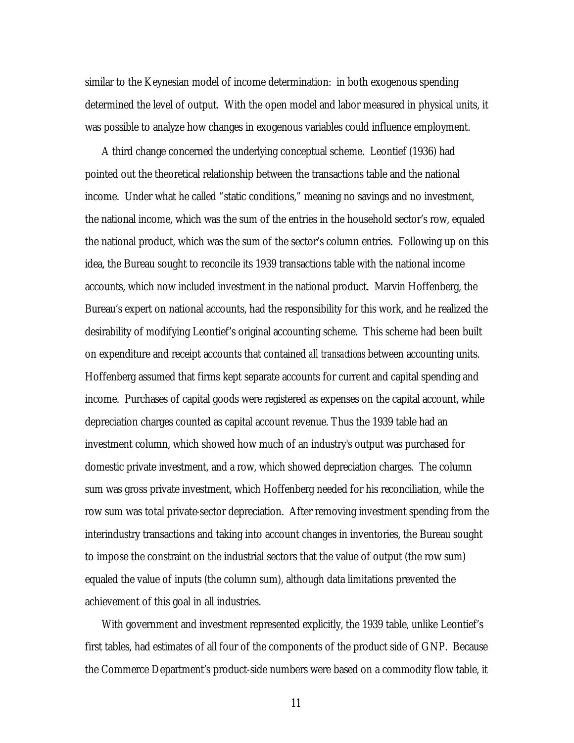similar to the Keynesian model of income determination: in both exogenous spending determined the level of output. With the open model and labor measured in physical units, it was possible to analyze how changes in exogenous variables could influence employment.

A third change concerned the underlying conceptual scheme. Leontief (1936) had pointed out the theoretical relationship between the transactions table and the national income. Under what he called "static conditions," meaning no savings and no investment, the national income, which was the sum of the entries in the household sector's row, equaled the national product, which was the sum of the sector's column entries. Following up on this idea, the Bureau sought to reconcile its 1939 transactions table with the national income accounts, which now included investment in the national product. Marvin Hoffenberg, the Bureau's expert on national accounts, had the responsibility for this work, and he realized the desirability of modifying Leontief's original accounting scheme. This scheme had been built on expenditure and receipt accounts that contained *all transactions* between accounting units. Hoffenberg assumed that firms kept separate accounts for current and capital spending and income. Purchases of capital goods were registered as expenses on the capital account, while depreciation charges counted as capital account revenue. Thus the 1939 table had an investment column, which showed how much of an industry's output was purchased for domestic private investment, and a row, which showed depreciation charges. The column sum was gross private investment, which Hoffenberg needed for his reconciliation, while the row sum was total private-sector depreciation. After removing investment spending from the interindustry transactions and taking into account changes in inventories, the Bureau sought to impose the constraint on the industrial sectors that the value of output (the row sum) equaled the value of inputs (the column sum), although data limitations prevented the achievement of this goal in all industries.

With government and investment represented explicitly, the 1939 table, unlike Leontief's first tables, had estimates of all four of the components of the product side of GNP. Because the Commerce Department's product-side numbers were based on a commodity flow table, it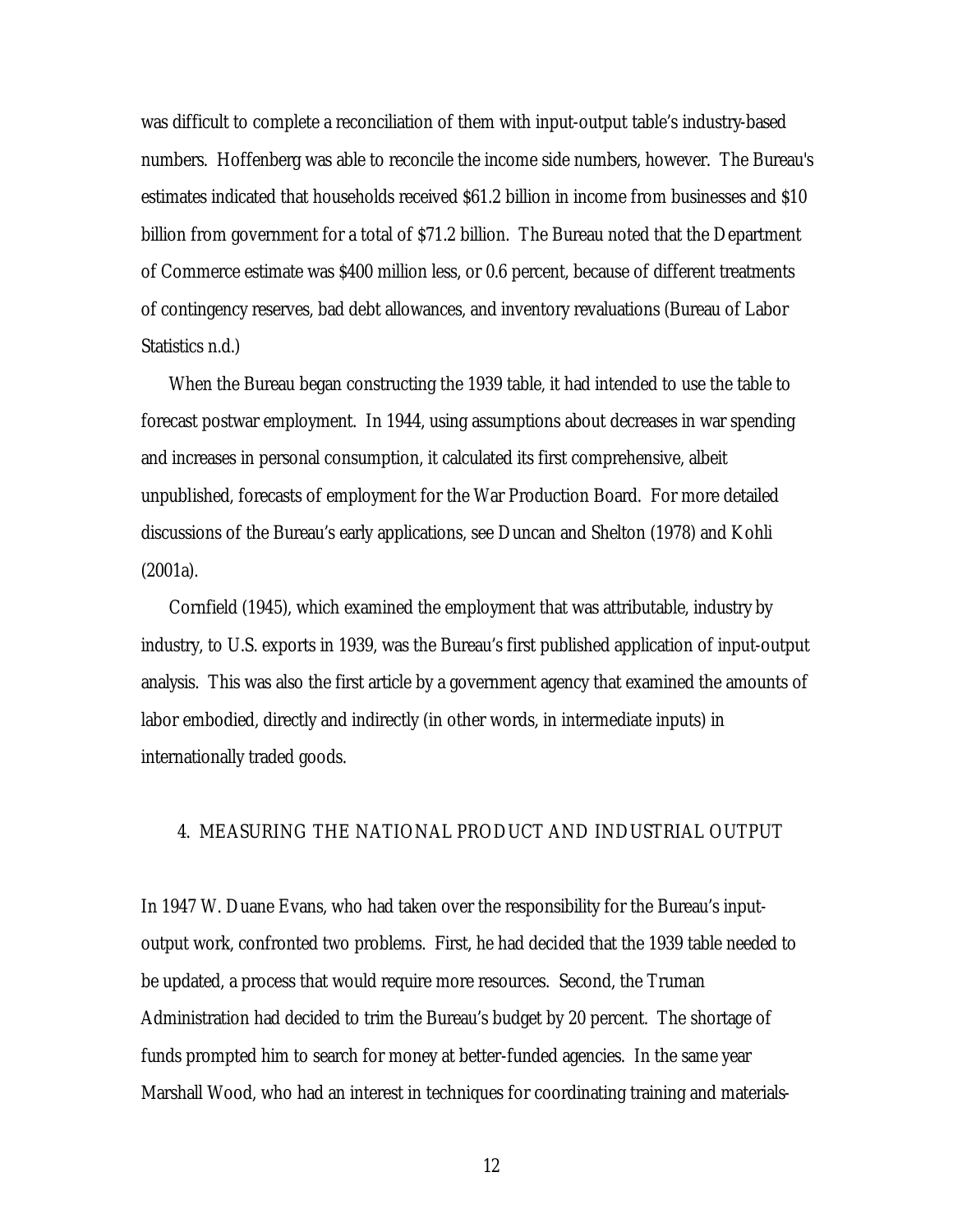was difficult to complete a reconciliation of them with input-output table's industry-based numbers. Hoffenberg was able to reconcile the income side numbers, however. The Bureau's estimates indicated that households received $61.2 billion in income from businesses and $10 billion from government for a total of $71.2 billion. The Bureau noted that the Department of Commerce estimate was $400 million less, or 0.6 percent, because of different treatments of contingency reserves, bad debt allowances, and inventory revaluations (Bureau of Labor Statistics n.d.)

When the Bureau began constructing the 1939 table, it had intended to use the table to forecast postwar employment. In 1944, using assumptions about decreases in war spending and increases in personal consumption, it calculated its first comprehensive, albeit unpublished, forecasts of employment for the War Production Board. For more detailed discussions of the Bureau's early applications, see Duncan and Shelton (1978) and Kohli (2001a).

Cornfield (1945), which examined the employment that was attributable, industry by industry, to U.S. exports in 1939, was the Bureau's first published application of input-output analysis. This was also the first article by a government agency that examined the amounts of labor embodied, directly and indirectly (in other words, in intermediate inputs) in internationally traded goods.

## 4. MEASURING THE NATIONAL PRODUCT AND INDUSTRIAL OUTPUT

In 1947 W. Duane Evans, who had taken over the responsibility for the Bureau's input-output work, confronted two problems. First, he had decided that the 1939 table needed to be updated, a process that would require more resources. Second, the Truman Administration had decided to trim the Bureau's budget by 20 percent. The shortage of funds prompted him to search for money at better-funded agencies. In the same year Marshall Wood, who had an interest in techniques for coordinating training and materials-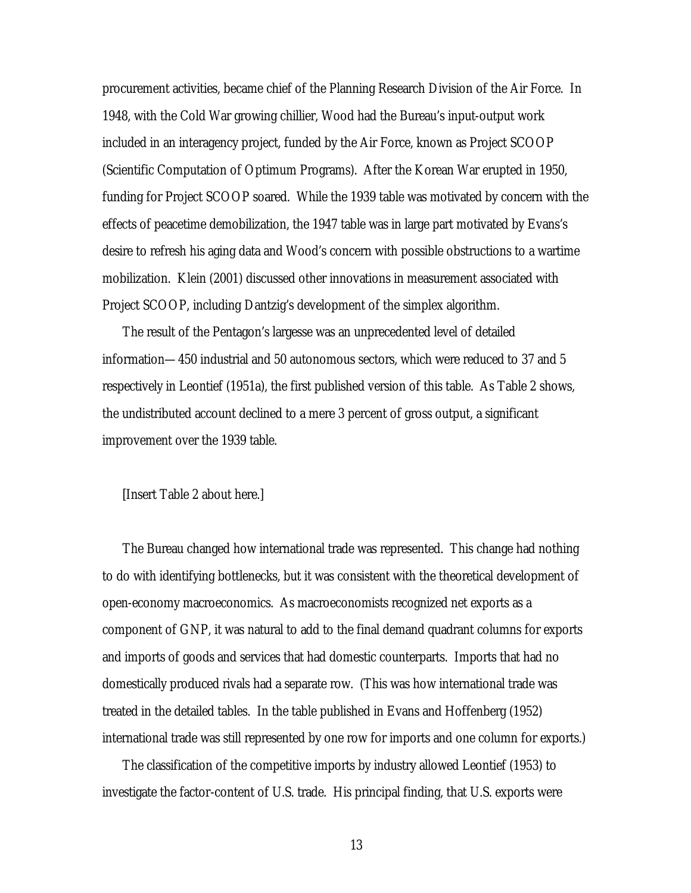procurement activities, became chief of the Planning Research Division of the Air Force. In 1948, with the Cold War growing chillier, Wood had the Bureau's input-output work included in an interagency project, funded by the Air Force, known as Project SCOOP (Scientific Computation of Optimum Programs). After the Korean War erupted in 1950, funding for Project SCOOP soared. While the 1939 table was motivated by concern with the effects of peacetime demobilization, the 1947 table was in large part motivated by Evans's desire to refresh his aging data and Wood's concern with possible obstructions to a wartime mobilization. Klein (2001) discussed other innovations in measurement associated with Project SCOOP, including Dantzig's development of the simplex algorithm.

The result of the Pentagon's largesse was an unprecedented level of detailed information—450 industrial and 50 autonomous sectors, which were reduced to 37 and 5 respectively in Leontief (1951a), the first published version of this table. As Table 2 shows, the undistributed account declined to a mere 3 percent of gross output, a significant improvement over the 1939 table.

[Insert Table 2 about here.]

The Bureau changed how international trade was represented. This change had nothing to do with identifying bottlenecks, but it was consistent with the theoretical development of open-economy macroeconomics. As macroeconomists recognized net exports as a component of GNP, it was natural to add to the final demand quadrant columns for exports and imports of goods and services that had domestic counterparts. Imports that had no domestically produced rivals had a separate row. (This was how international trade was treated in the detailed tables. In the table published in Evans and Hoffenberg (1952) international trade was still represented by one row for imports and one column for exports.)

The classification of the competitive imports by industry allowed Leontief (1953) to investigate the factor-content of U.S. trade. His principal finding, that U.S. exports were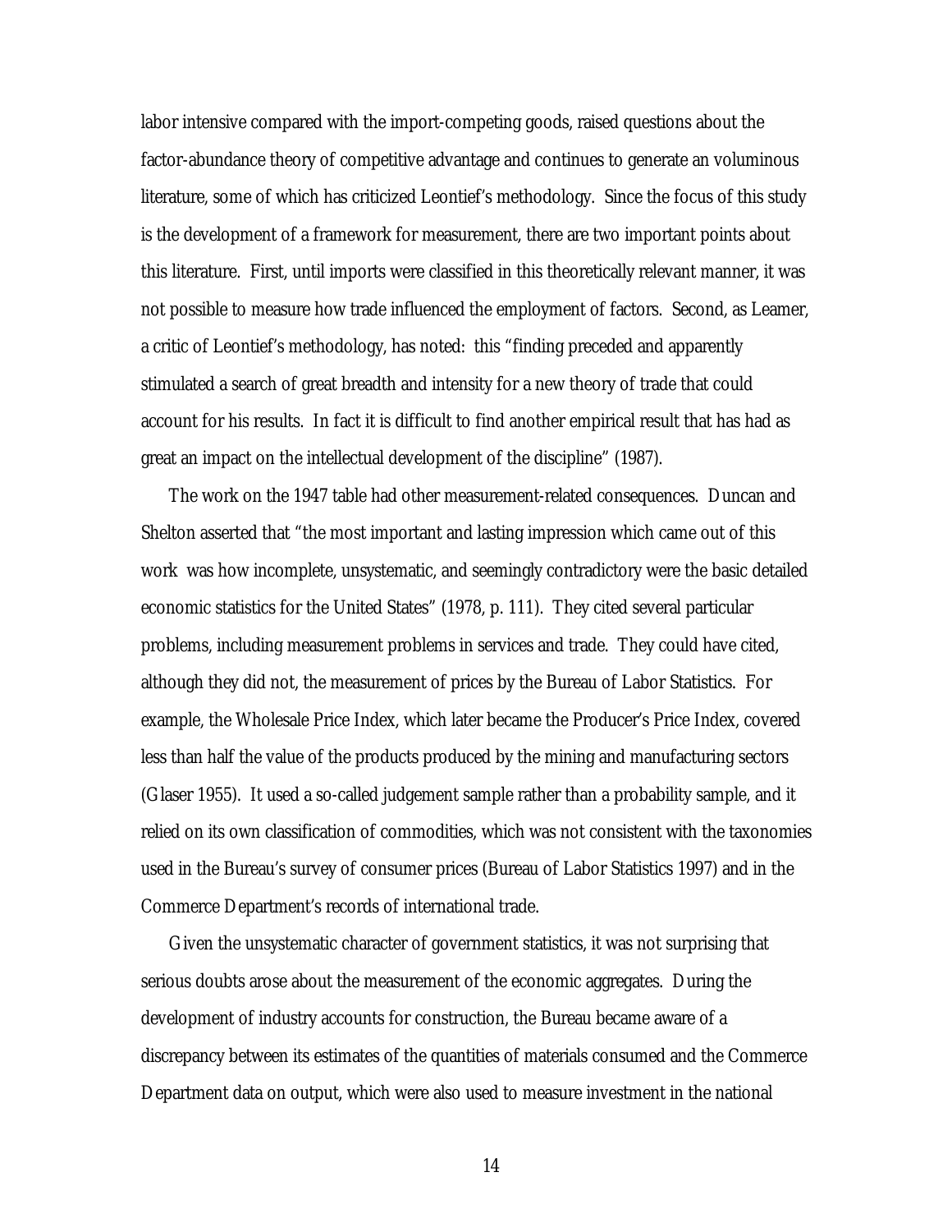labor intensive compared with the import-competing goods, raised questions about the factor-abundance theory of competitive advantage and continues to generate an voluminous literature, some of which has criticized Leontief's methodology. Since the focus of this study is the development of a framework for measurement, there are two important points about this literature. First, until imports were classified in this theoretically relevant manner, it was not possible to measure how trade influenced the employment of factors. Second, as Leamer, a critic of Leontief's methodology, has noted: this "finding preceded and apparently stimulated a search of great breadth and intensity for a new theory of trade that could account for his results. In fact it is difficult to find another empirical result that has had as great an impact on the intellectual development of the discipline" (1987).

The work on the 1947 table had other measurement-related consequences. Duncan and Shelton asserted that "the most important and lasting impression which came out of this work was how incomplete, unsystematic, and seemingly contradictory were the basic detailed economic statistics for the United States" (1978, p. 111). They cited several particular problems, including measurement problems in services and trade. They could have cited, although they did not, the measurement of prices by the Bureau of Labor Statistics. For example, the Wholesale Price Index, which later became the Producer's Price Index, covered less than half the value of the products produced by the mining and manufacturing sectors (Glaser 1955). It used a so-called judgement sample rather than a probability sample, and it relied on its own classification of commodities, which was not consistent with the taxonomies used in the Bureau's survey of consumer prices (Bureau of Labor Statistics 1997) and in the Commerce Department's records of international trade.

Given the unsystematic character of government statistics, it was not surprising that serious doubts arose about the measurement of the economic aggregates. During the development of industry accounts for construction, the Bureau became aware of a discrepancy between its estimates of the quantities of materials consumed and the Commerce Department data on output, which were also used to measure investment in the national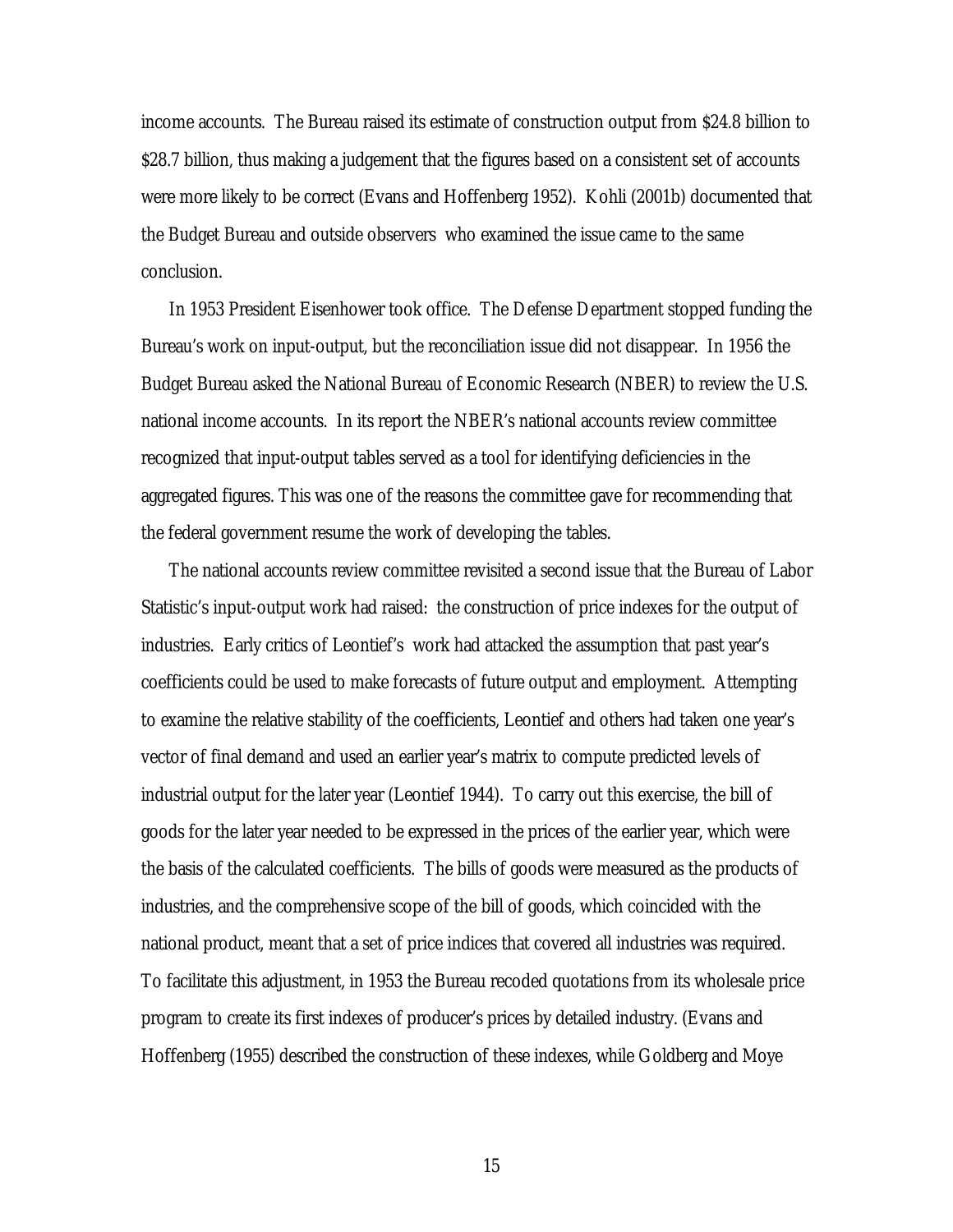income accounts. The Bureau raised its estimate of construction output from $24.8 billion to $28.7 billion, thus making a judgement that the figures based on a consistent set of accounts were more likely to be correct (Evans and Hoffenberg 1952). Kohli (2001b) documented that the Budget Bureau and outside observers who examined the issue came to the same conclusion.

In 1953 President Eisenhower took office. The Defense Department stopped funding the Bureau's work on input-output, but the reconciliation issue did not disappear. In 1956 the Budget Bureau asked the National Bureau of Economic Research (NBER) to review the U.S. national income accounts. In its report the NBER's national accounts review committee recognized that input-output tables served as a tool for identifying deficiencies in the aggregated figures. This was one of the reasons the committee gave for recommending that the federal government resume the work of developing the tables.

The national accounts review committee revisited a second issue that the Bureau of Labor Statistic's input-output work had raised: the construction of price indexes for the output of industries. Early critics of Leontief's work had attacked the assumption that past year's coefficients could be used to make forecasts of future output and employment. Attempting to examine the relative stability of the coefficients, Leontief and others had taken one year's vector of final demand and used an earlier year's matrix to compute predicted levels of industrial output for the later year (Leontief 1944). To carry out this exercise, the bill of goods for the later year needed to be expressed in the prices of the earlier year, which were the basis of the calculated coefficients. The bills of goods were measured as the products of industries, and the comprehensive scope of the bill of goods, which coincided with the national product, meant that a set of price indices that covered all industries was required. To facilitate this adjustment, in 1953 the Bureau recoded quotations from its wholesale price program to create its first indexes of producer's prices by detailed industry. (Evans and Hoffenberg (1955) described the construction of these indexes, while Goldberg and Moye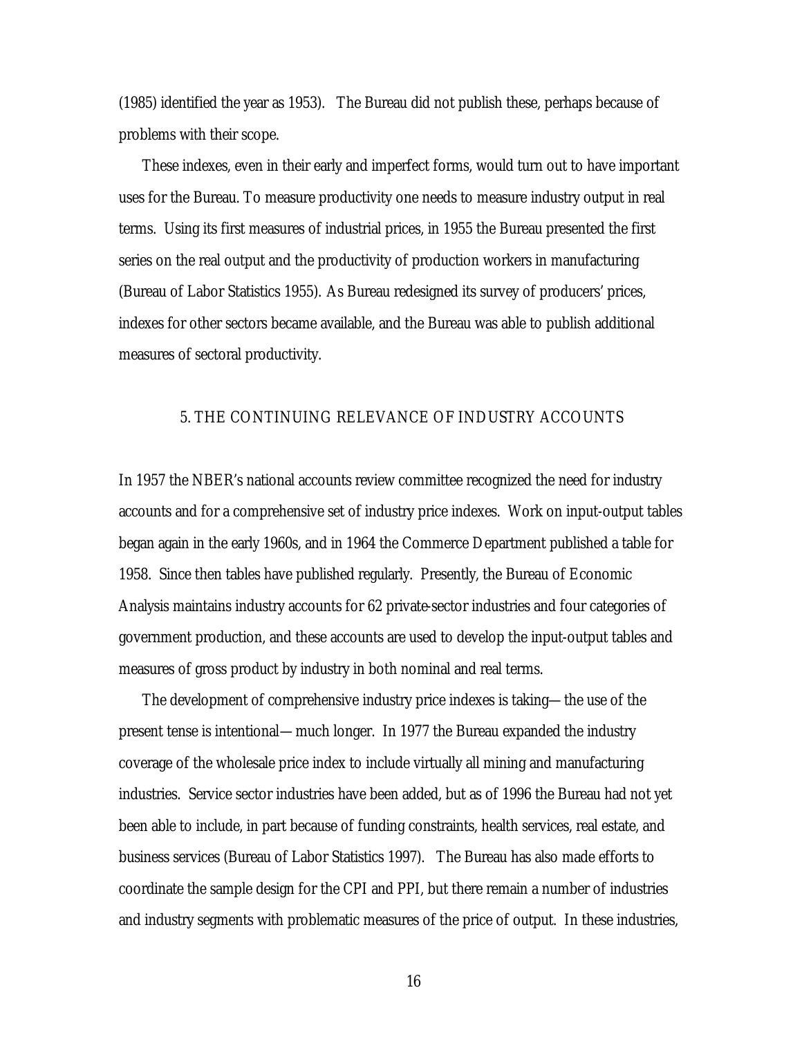(1985) identified the year as 1953). The Bureau did not publish these, perhaps because of problems with their scope.

These indexes, even in their early and imperfect forms, would turn out to have important uses for the Bureau. To measure productivity one needs to measure industry output in real terms. Using its first measures of industrial prices, in 1955 the Bureau presented the first series on the real output and the productivity of production workers in manufacturing (Bureau of Labor Statistics 1955). As Bureau redesigned its survey of producers' prices, indexes for other sectors became available, and the Bureau was able to publish additional measures of sectoral productivity.

## 5. THE CONTINUING RELEVANCE OF INDUSTRY ACCOUNTS

In 1957 the NBER's national accounts review committee recognized the need for industry accounts and for a comprehensive set of industry price indexes. Work on input-output tables began again in the early 1960s, and in 1964 the Commerce Department published a table for 1958. Since then tables have published regularly. Presently, the Bureau of Economic Analysis maintains industry accounts for 62 private-sector industries and four categories of government production, and these accounts are used to develop the input-output tables and measures of gross product by industry in both nominal and real terms.

The development of comprehensive industry price indexes is taking—the use of the present tense is intentional—much longer. In 1977 the Bureau expanded the industry coverage of the wholesale price index to include virtually all mining and manufacturing industries. Service sector industries have been added, but as of 1996 the Bureau had not yet been able to include, in part because of funding constraints, health services, real estate, and business services (Bureau of Labor Statistics 1997). The Bureau has also made efforts to coordinate the sample design for the CPI and PPI, but there remain a number of industries and industry segments with problematic measures of the price of output. In these industries,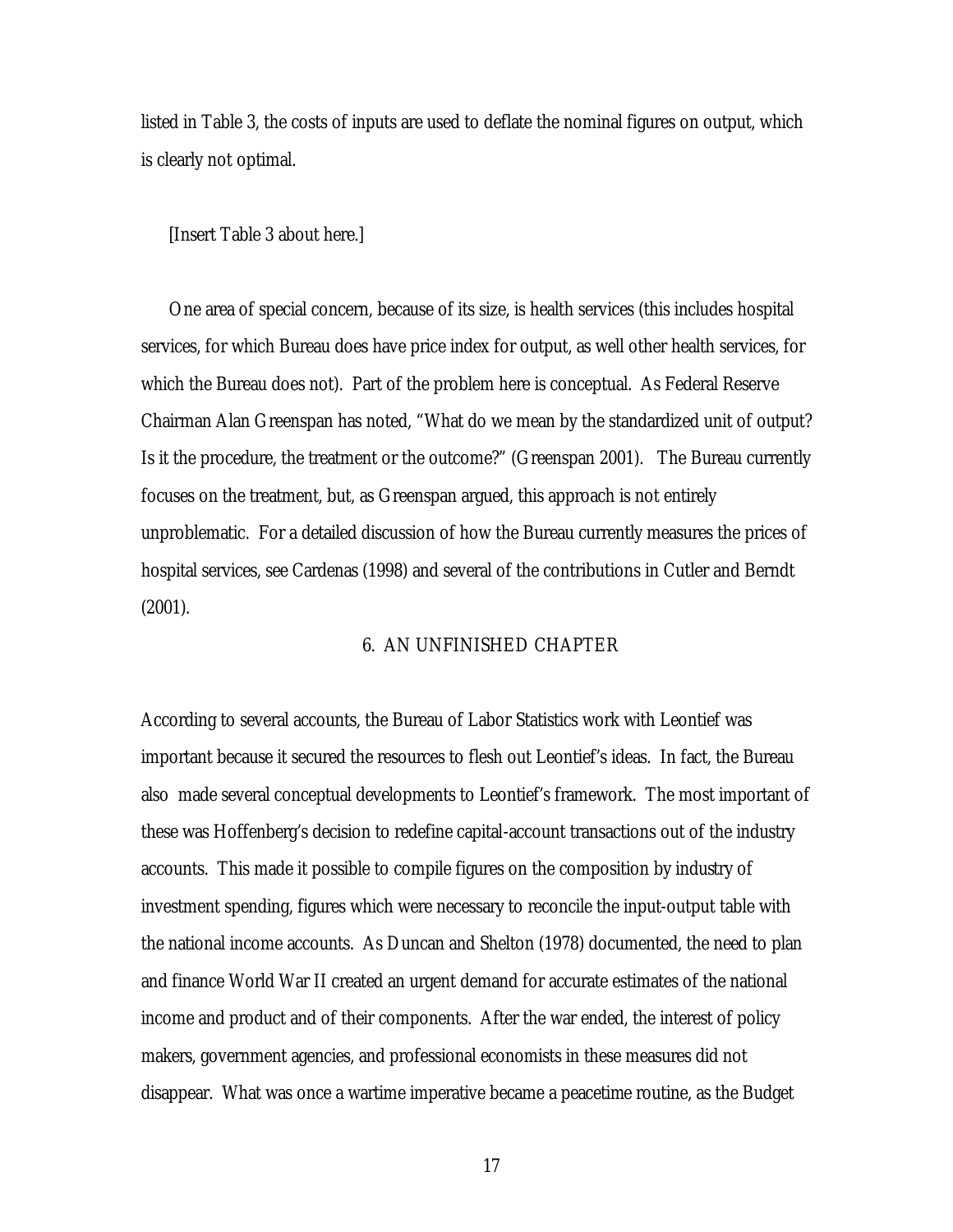listed in Table 3, the costs of inputs are used to deflate the nominal figures on output, which is clearly not optimal.

[Insert Table 3 about here.]

One area of special concern, because of its size, is health services (this includes hospital services, for which Bureau does have price index for output, as well other health services, for which the Bureau does not). Part of the problem here is conceptual. As Federal Reserve Chairman Alan Greenspan has noted, "What do we mean by the standardized unit of output? Is it the procedure, the treatment or the outcome?" (Greenspan 2001). The Bureau currently focuses on the treatment, but, as Greenspan argued, this approach is not entirely unproblematic. For a detailed discussion of how the Bureau currently measures the prices of hospital services, see Cardenas (1998) and several of the contributions in Cutler and Berndt (2001).

## 6. AN UNFINISHED CHAPTER

According to several accounts, the Bureau of Labor Statistics work with Leontief was important because it secured the resources to flesh out Leontief's ideas. In fact, the Bureau also made several conceptual developments to Leontief's framework. The most important of these was Hoffenberg's decision to redefine capital-account transactions out of the industry accounts. This made it possible to compile figures on the composition by industry of investment spending, figures which were necessary to reconcile the input-output table with the national income accounts. As Duncan and Shelton (1978) documented, the need to plan and finance World War II created an urgent demand for accurate estimates of the national income and product and of their components. After the war ended, the interest of policy makers, government agencies, and professional economists in these measures did not disappear. What was once a wartime imperative became a peacetime routine, as the Budget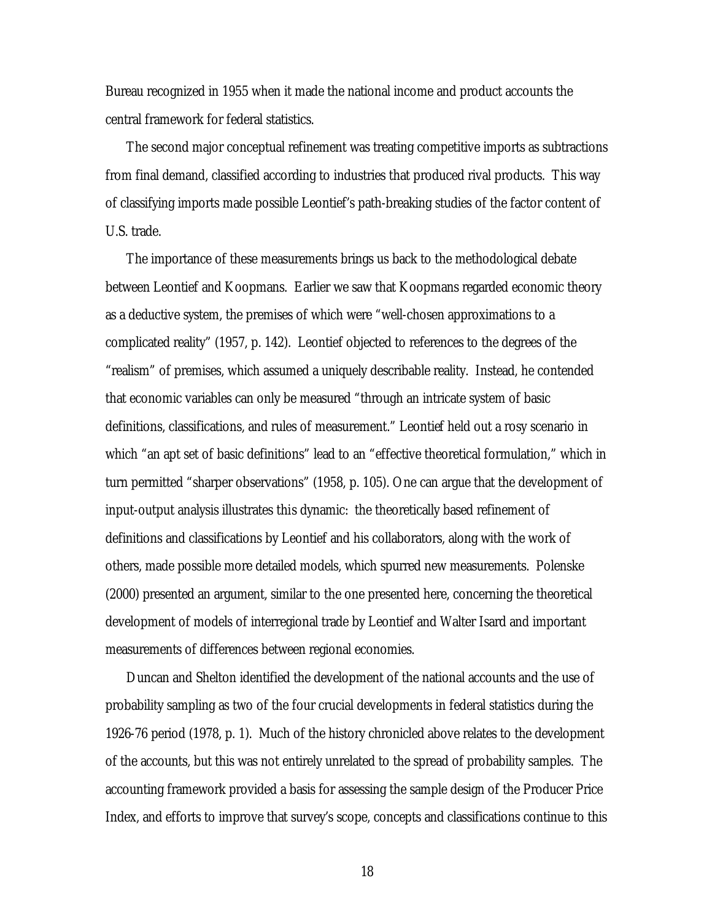Bureau recognized in 1955 when it made the national income and product accounts the central framework for federal statistics.

The second major conceptual refinement was treating competitive imports as subtractions from final demand, classified according to industries that produced rival products. This way of classifying imports made possible Leontief's path-breaking studies of the factor content of U.S. trade.

The importance of these measurements brings us back to the methodological debate between Leontief and Koopmans. Earlier we saw that Koopmans regarded economic theory as a deductive system, the premises of which were "well-chosen approximations to a complicated reality" (1957, p. 142). Leontief objected to references to the degrees of the "realism" of premises, which assumed a uniquely describable reality. Instead, he contended that economic variables can only be measured "through an intricate system of basic definitions, classifications, and rules of measurement." Leontief held out a rosy scenario in which "an apt set of basic definitions" lead to an "effective theoretical formulation," which in turn permitted "sharper observations" (1958, p. 105). One can argue that the development of input-output analysis illustrates this dynamic: the theoretically based refinement of definitions and classifications by Leontief and his collaborators, along with the work of others, made possible more detailed models, which spurred new measurements. Polenske (2000) presented an argument, similar to the one presented here, concerning the theoretical development of models of interregional trade by Leontief and Walter Isard and important measurements of differences between regional economies.

Duncan and Shelton identified the development of the national accounts and the use of probability sampling as two of the four crucial developments in federal statistics during the 1926-76 period (1978, p. 1). Much of the history chronicled above relates to the development of the accounts, but this was not entirely unrelated to the spread of probability samples. The accounting framework provided a basis for assessing the sample design of the Producer Price Index, and efforts to improve that survey's scope, concepts and classifications continue to this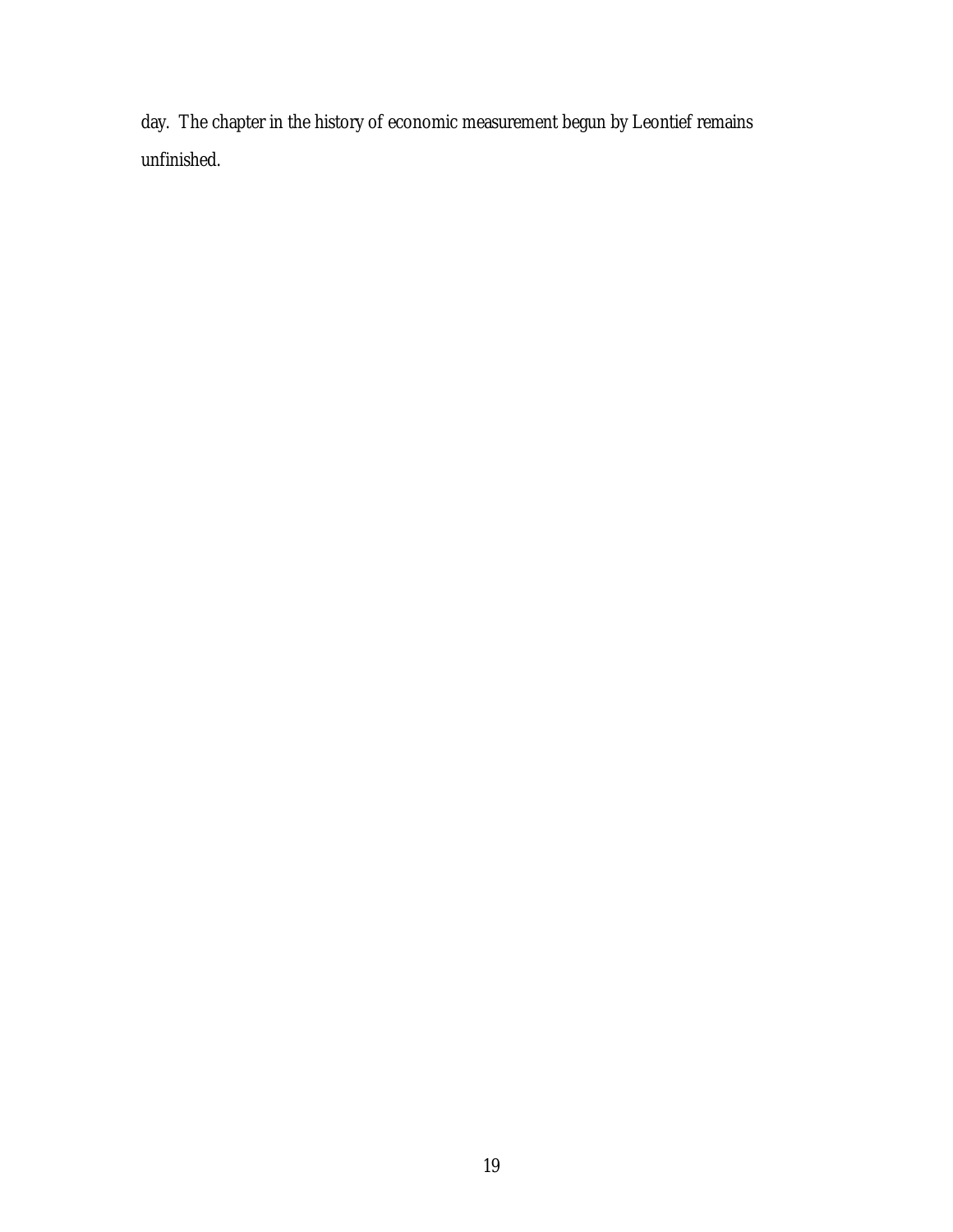day. The chapter in the history of economic measurement begun by Leontief remains unfinished.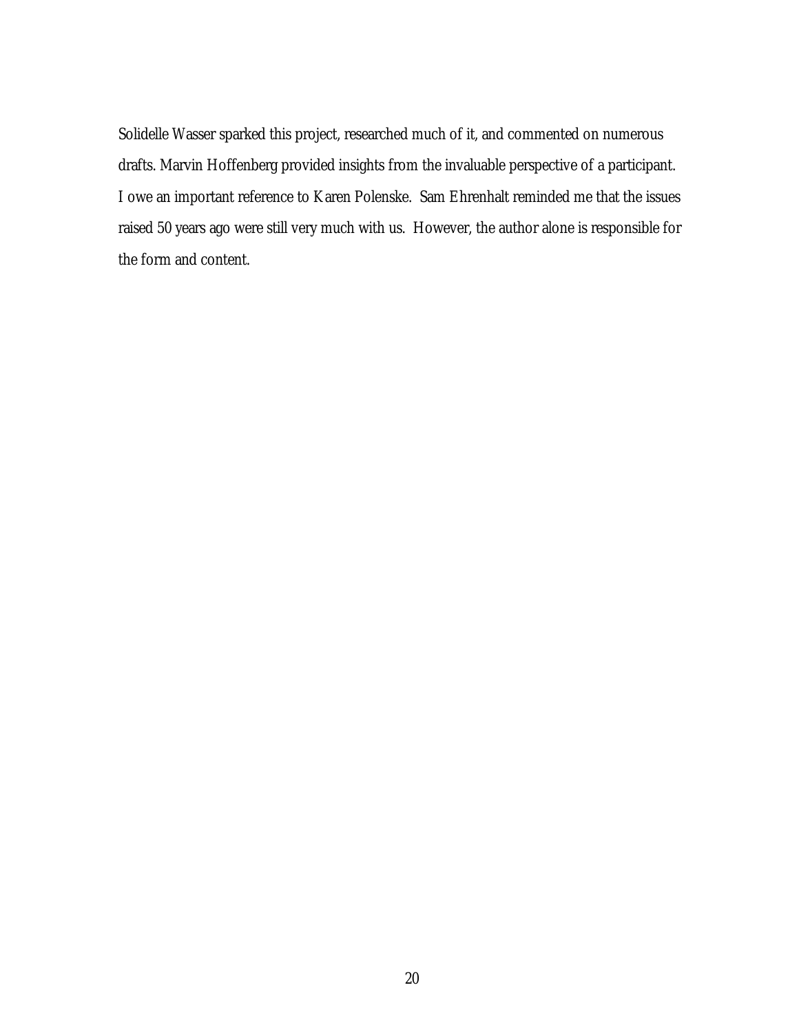Solidelle Wasser sparked this project, researched much of it, and commented on numerous drafts. Marvin Hoffenberg provided insights from the invaluable perspective of a participant. I owe an important reference to Karen Polenske. Sam Ehrenhalt reminded me that the issues raised 50 years ago were still very much with us. However, the author alone is responsible for the form and content.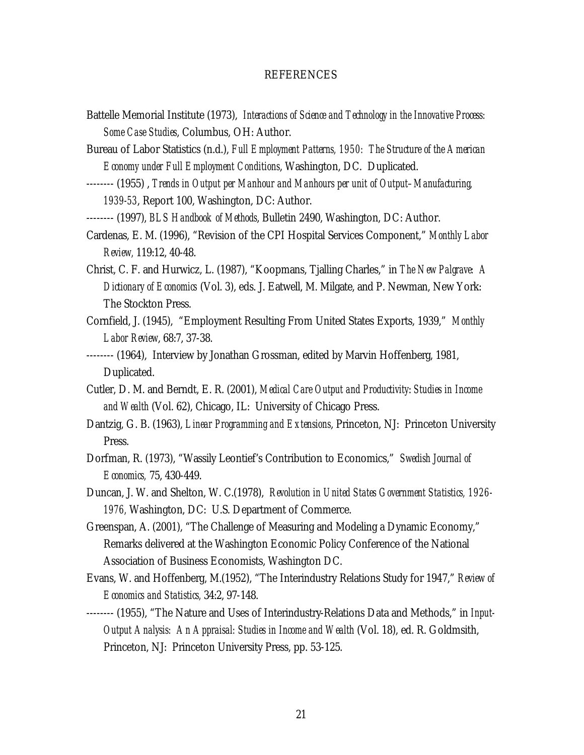# REFERENCES

Battelle Memorial Institute (1973), *Interactions of Science and Technology in the Innovative Process: Some Case Studies*, Columbus, OH: Author.

Bureau of Labor Statistics (n.d.), *Full Employment Patterns, 1950: The Structure of the American Economy under Full Employment Conditions*, Washington, DC. Duplicated.

-------- (1955) , *Trends in Output per Manhour and Manhours per unit of Output–Manufacturing, 1939-53*, Report 100, Washington, DC: Author.

-------- (1997), *BLS Handbook of Methods*, Bulletin 2490, Washington, DC: Author.

Cardenas, E. M. (1996), "Revision of the CPI Hospital Services Component," *Monthly Labor Review*, 119:12, 40-48.

Christ, C. F. and Hurwicz, L. (1987), "Koopmans, Tjalling Charles," in *The New Palgrave: A Dictionary of Economics* (Vol. 3), eds. J. Eatwell, M. Milgate, and P. Newman, New York: The Stockton Press.

Cornfield, J. (1945), "Employment Resulting From United States Exports, 1939," *Monthly Labor Review*, 68:7, 37-38.

-------- (1964), Interview by Jonathan Grossman, edited by Marvin Hoffenberg, 1981, Duplicated.

Cutler, D. M. and Berndt, E. R. (2001), *Medical Care Output and Productivity: Studies in Income and Wealth* (Vol. 62), Chicago, IL: University of Chicago Press.

Dantzig, G. B. (1963), *Linear Programming and Extensions*, Princeton, NJ: Princeton University Press.

Dorfman, R. (1973), "Wassily Leontief's Contribution to Economics," *Swedish Journal of Economics,* 75, 430-449.

Duncan, J. W. and Shelton, W. C.(1978), *Revolution in United States Government Statistics, 1926-1976,* Washington, DC: U.S. Department of Commerce.

Greenspan, A. (2001), "The Challenge of Measuring and Modeling a Dynamic Economy," Remarks delivered at the Washington Economic Policy Conference of the National Association of Business Economists, Washington DC.

Evans, W. and Hoffenberg, M.(1952), "The Interindustry Relations Study for 1947," *Review of Economics and Statistics,* 34:2, 97-148.

-------- (1955), "The Nature and Uses of Interindustry-Relations Data and Methods," in *Input-Output Analysis: An Appraisal: Studies in Income and Wealth* (Vol. 18), ed. R. Goldmsith, Princeton, NJ: Princeton University Press, pp. 53-125.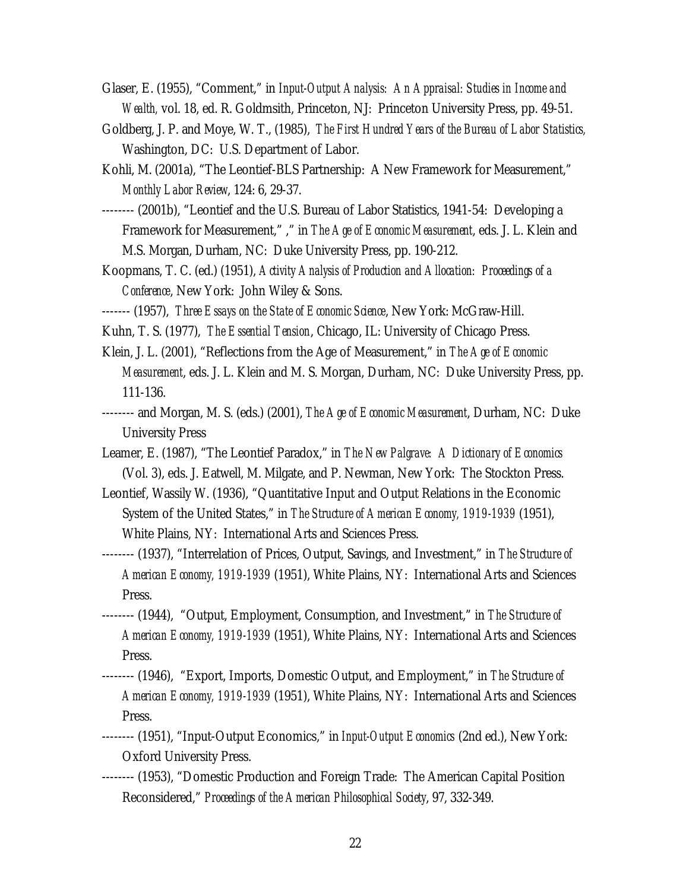Glaser, E. (1955), "Comment," in *Input-Output Analysis: An Appraisal: Studies in Income and Wealth,* vol. 18, ed. R. Goldmsith, Princeton, NJ: Princeton University Press, pp. 49-51.

Goldberg, J. P. and Moye, W. T., (1985), *The First Hundred Years of the Bureau of Labor Statistics,* Washington, DC: U.S. Department of Labor.

Kohli, M. (2001a), "The Leontief-BLS Partnership: A New Framework for Measurement," *Monthly Labor Review*, 124: 6, 29-37.

-------- (2001b), "Leontief and the U.S. Bureau of Labor Statistics, 1941-54: Developing a Framework for Measurement," ," in *The Age of Economic Measurement*, eds. J. L. Klein and M.S. Morgan, Durham, NC: Duke University Press, pp. 190-212.

Koopmans, T. C. (ed.) (1951), *Activity Analysis of Production and Allocation: Proceedings of a Conference*, New York: John Wiley & Sons.

------- (1957), *Three Essays on the State of Economic Science*, New York: McGraw-Hill.

Kuhn, T. S. (1977), *The Essential Tension*, Chicago, IL: University of Chicago Press.

Klein, J. L. (2001), "Reflections from the Age of Measurement," in *The Age of Economic Measurement*, eds. J. L. Klein and M. S. Morgan, Durham, NC: Duke University Press, pp. 111-136.

-------- and Morgan, M. S. (eds.) (2001), *The Age of Economic Measurement*, Durham, NC: Duke University Press

Leamer, E. (1987), "The Leontief Paradox," in *The New Palgrave: A Dictionary of Economics* (Vol. 3), eds. J. Eatwell, M. Milgate, and P. Newman, New York: The Stockton Press.

Leontief, Wassily W. (1936), "Quantitative Input and Output Relations in the Economic System of the United States," in *The Structure of American Economy, 1919-1939* (1951), White Plains, NY: International Arts and Sciences Press.

-------- (1937), "Interrelation of Prices, Output, Savings, and Investment," in *The Structure of American Economy, 1919-1939* (1951), White Plains, NY: International Arts and Sciences Press.

-------- (1944), "Output, Employment, Consumption, and Investment," in *The Structure of American Economy, 1919-1939* (1951), White Plains, NY: International Arts and Sciences Press.

-------- (1946), "Export, Imports, Domestic Output, and Employment," in *The Structure of American Economy, 1919-1939* (1951), White Plains, NY: International Arts and Sciences Press.

-------- (1951), "Input-Output Economics," in *Input-Output Economics* (2nd ed.), New York: Oxford University Press.

-------- (1953), "Domestic Production and Foreign Trade: The American Capital Position Reconsidered," *Proceedings of the American Philosophical Society*, 97, 332-349.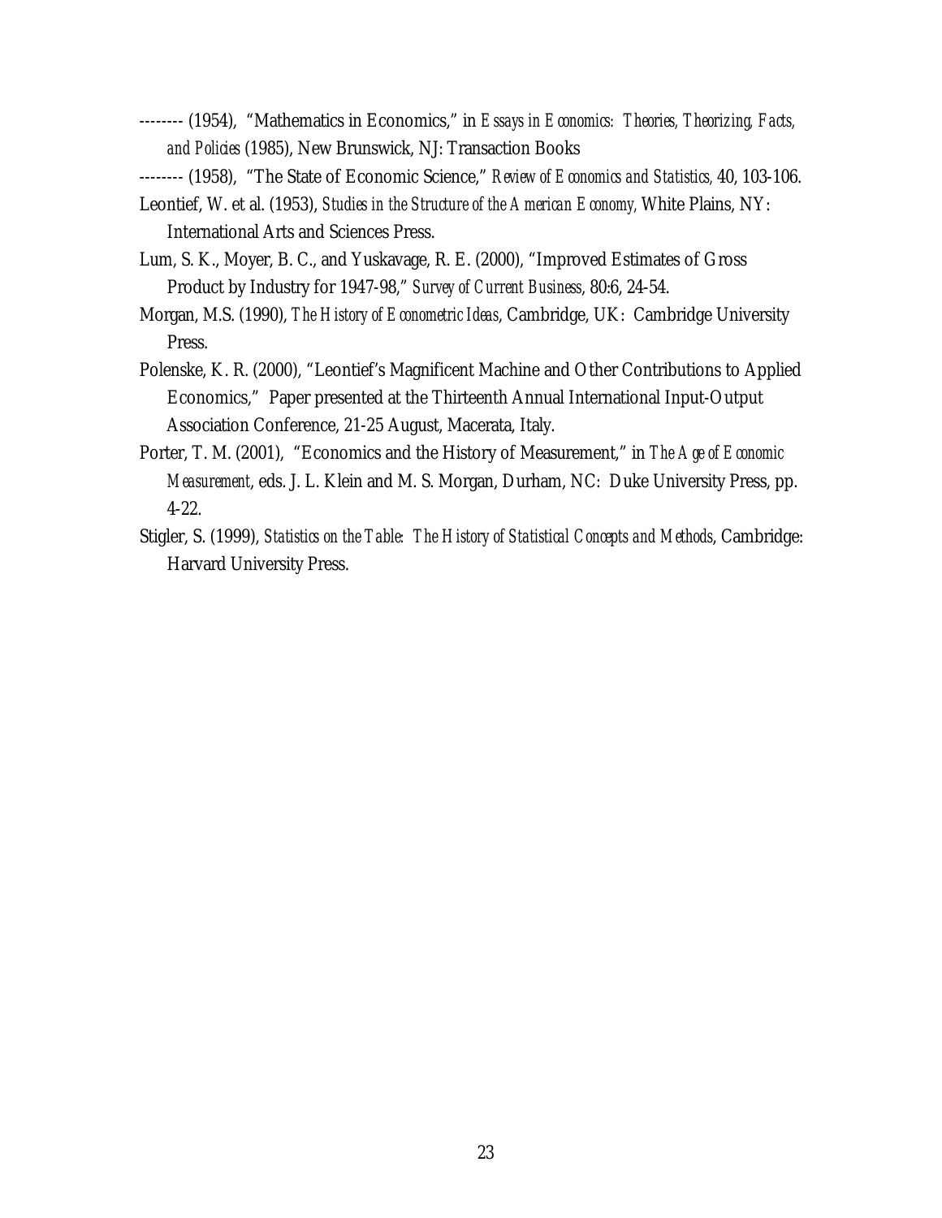-------- (1954), "Mathematics in Economics," in *Essays in Economics: Theories, Theorizing, Facts, and Policies* (1985), New Brunswick, NJ: Transaction Books

-------- (1958), "The State of Economic Science," *Review of Economics and Statistics,* 40, 103-106.

Leontief, W. et al. (1953), *Studies in the Structure of the American Economy,* White Plains, NY: International Arts and Sciences Press.

Lum, S. K., Moyer, B. C., and Yuskavage, R. E. (2000), "Improved Estimates of Gross Product by Industry for 1947-98," *Survey of Current Business*, 80:6, 24-54.

Morgan, M.S. (1990), *The History of Econometric Ideas,* Cambridge, UK: Cambridge University Press.

Polenske, K. R. (2000), "Leontief's Magnificent Machine and Other Contributions to Applied Economics," Paper presented at the Thirteenth Annual International Input-Output Association Conference, 21-25 August, Macerata, Italy.

Porter, T. M. (2001), "Economics and the History of Measurement," in *The Age of Economic Measurement*, eds. J. L. Klein and M. S. Morgan, Durham, NC: Duke University Press, pp. 4-22.

Stigler, S. (1999), *Statistics on the Table: The History of Statistical Concepts and Methods*, Cambridge: Harvard University Press.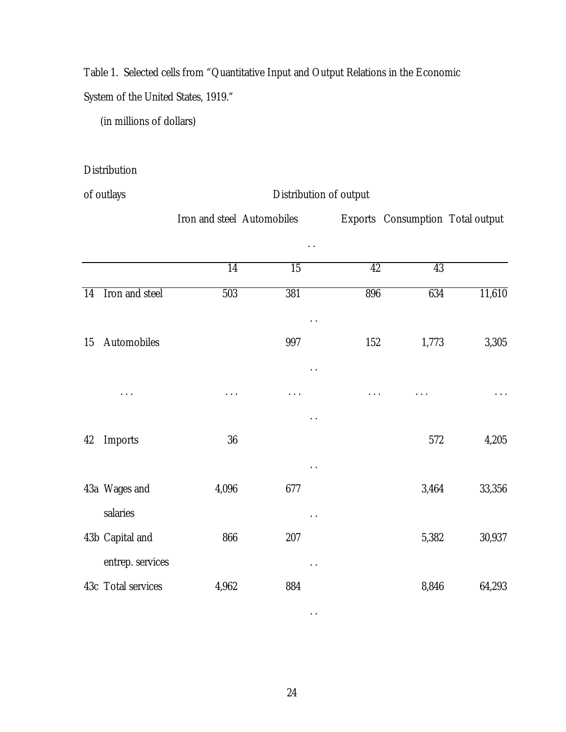Table 1. Selected cells from "Quantitative Input and Output Relations in the Economic System of the United States, 1919."

(in millions of dollars)

| Distribution of outlays | Distribution of output | | | | | |
|---|---|---|---|---|---|---|
| | Iron and steel | Automobiles | . . | Exports | Consumption | Total output |
| | 14 | 15 | | 42 | 43 | |
| 14 Iron and steel | 503 | 381 | . . | 896 | 634 | 11,610 |
| 15 Automobiles | | 997 | . . | 152 | 1,773 | 3,305 |
| . . . | . . . | . . . | . . | . . . | . . . | . . . |
| 42 Imports | 36 | | . . | | 572 | 4,205 |
| 43a Wages and salaries | 4,096 | 677 | . . | | 3,464 | 33,356 |
| 43b Capital and entrep. services | 866 | 207 | . . | | 5,382 | 30,937 |
| 43c Total services | 4,962 | 884 | . . | | 8,846 | 64,293 |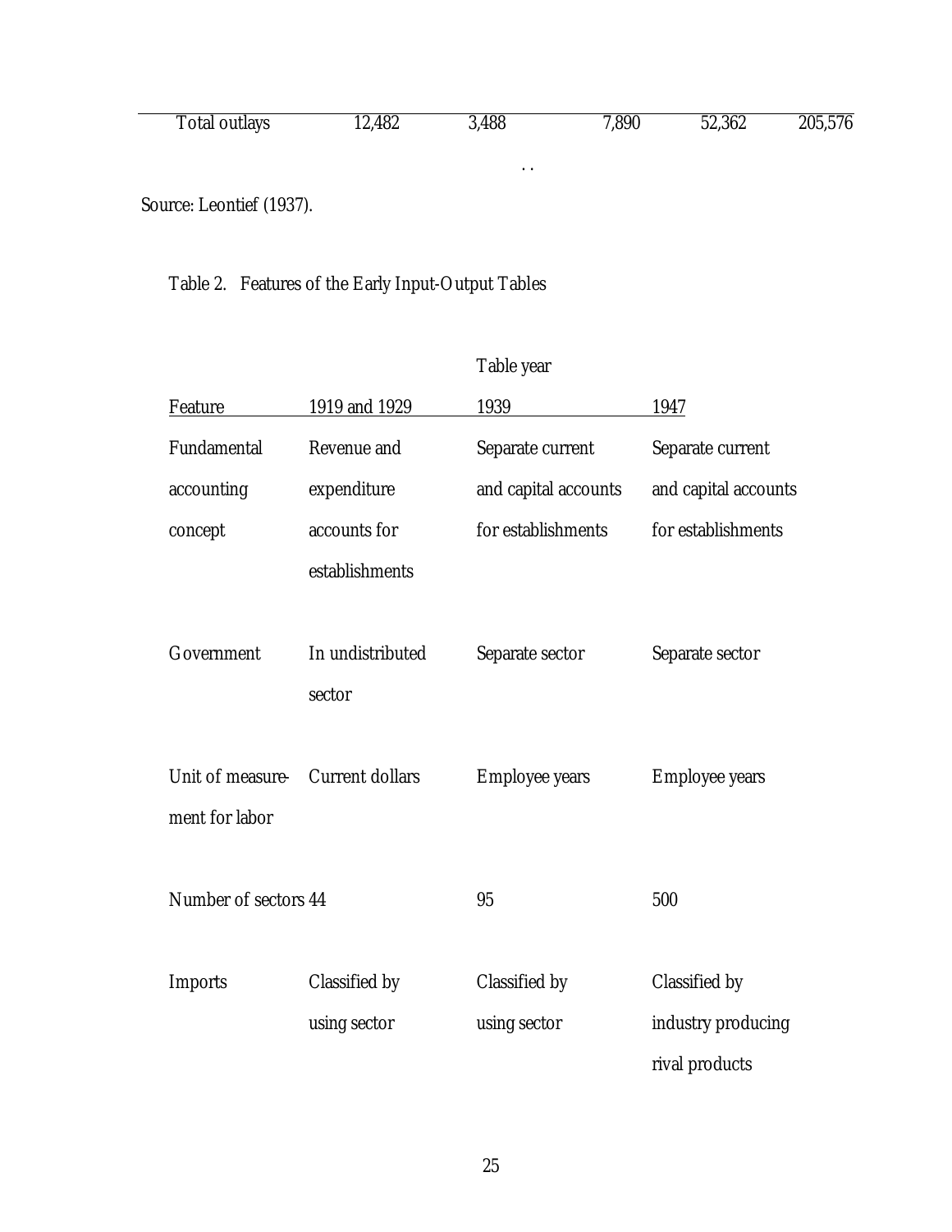| Total outlays | 12,482 | 3,488 | 7,890 | 52,362 | 205,576 |
|---|---|---|---|---|---|

. .

Source: Leontief (1937).

Table 2. Features of the Early Input-Output Tables

| | Table year | | |
|---|---|---|---|
| Feature | 1919 and 1929 | 1939 | 1947 |
| Fundamental accounting concept | Revenue and expenditure accounts for establishments | Separate current and capital accounts for establishments | Separate current and capital accounts for establishments |
| Government | In undistributed sector | Separate sector | Separate sector |
| Unit of measurement for labor | Current dollars | Employee years | Employee years |
| Number of sectors | 44 | 95 | 500 |
| Imports | Classified by using sector | Classified by using sector | Classified by industry producing rival products |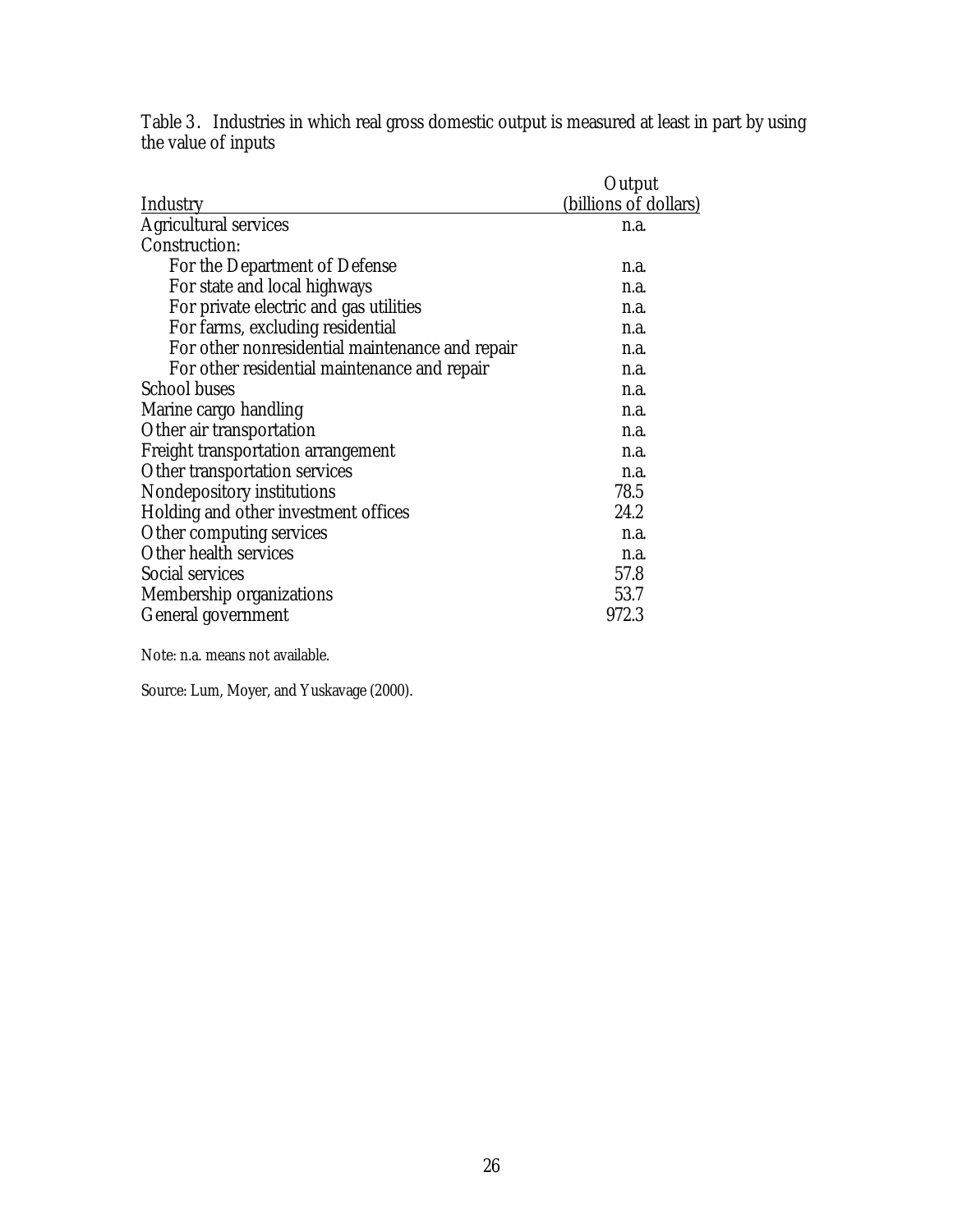Table 3. Industries in which real gross domestic output is measured at least in part by using the value of inputs

| Industry | Output (billions of dollars) |
|---|---|
| Agricultural services | n.a. |
| Construction: | |
| For the Department of Defense | n.a. |
| For state and local highways | n.a. |
| For private electric and gas utilities | n.a. |
| For farms, excluding residential | n.a. |
| For other nonresidential maintenance and repair | n.a. |
| For other residential maintenance and repair | n.a. |
| School buses | n.a. |
| Marine cargo handling | n.a. |
| Other air transportation | n.a. |
| Freight transportation arrangement | n.a. |
| Other transportation services | n.a. |
| Nondepository institutions | 78.5 |
| Holding and other investment offices | 24.2 |
| Other computing services | n.a. |
| Other health services | n.a. |
| Social services | 57.8 |
| Membership organizations | 53.7 |
| General government | 972.3 |

Note: n.a. means not available.

Source: Lum, Moyer, and Yuskavage (2000).